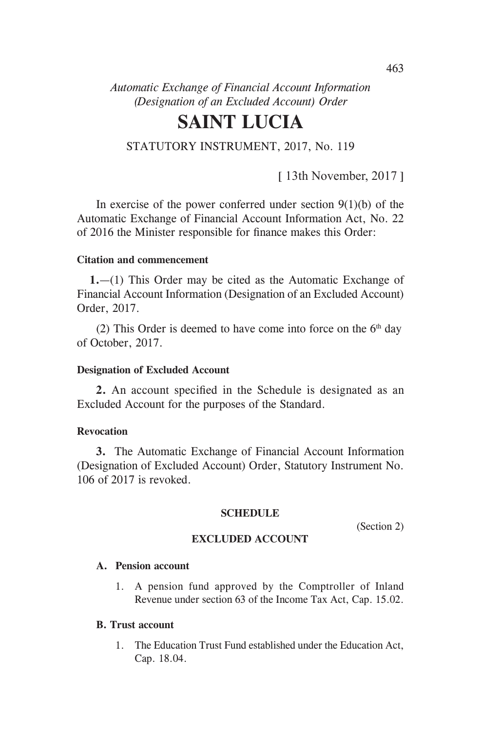*Automatic Exchange of Financial Account Information (Designation of an Excluded Account) Order*

# SAINT LUCIA

STATUTORY INSTRUMENT, 2017, No. 119

[ 13th November, 2017 ]

In exercise of the power conferred under section 9(1)(b) of the Automatic Exchange of Financial Account Information Act, No. 22 of 2016 the Minister responsible for finance makes this Order:

**Citation and commencement**

**1.**—(1) This Order may be cited as the Automatic Exchange of Financial Account Information (Designation of an Excluded Account) Order, 2017.

(2) This Order is deemed to have come into force on the 6th day of October, 2017.

**Designation of Excluded Account**

**2.** An account specified in the Schedule is designated as an Excluded Account for the purposes of the Standard.

**Revocation**

**3.** The Automatic Exchange of Financial Account Information (Designation of Excluded Account) Order, Statutory Instrument No. 106 of 2017 is revoked.

**SCHEDULE**

(Section 2)

**EXCLUDED ACCOUNT**

**A. Pension account**

1. A pension fund approved by the Comptroller of Inland Revenue under section 63 of the Income Tax Act, Cap. 15.02.

**B. Trust account**

1. The Education Trust Fund established under the Education Act, Cap. 18.04.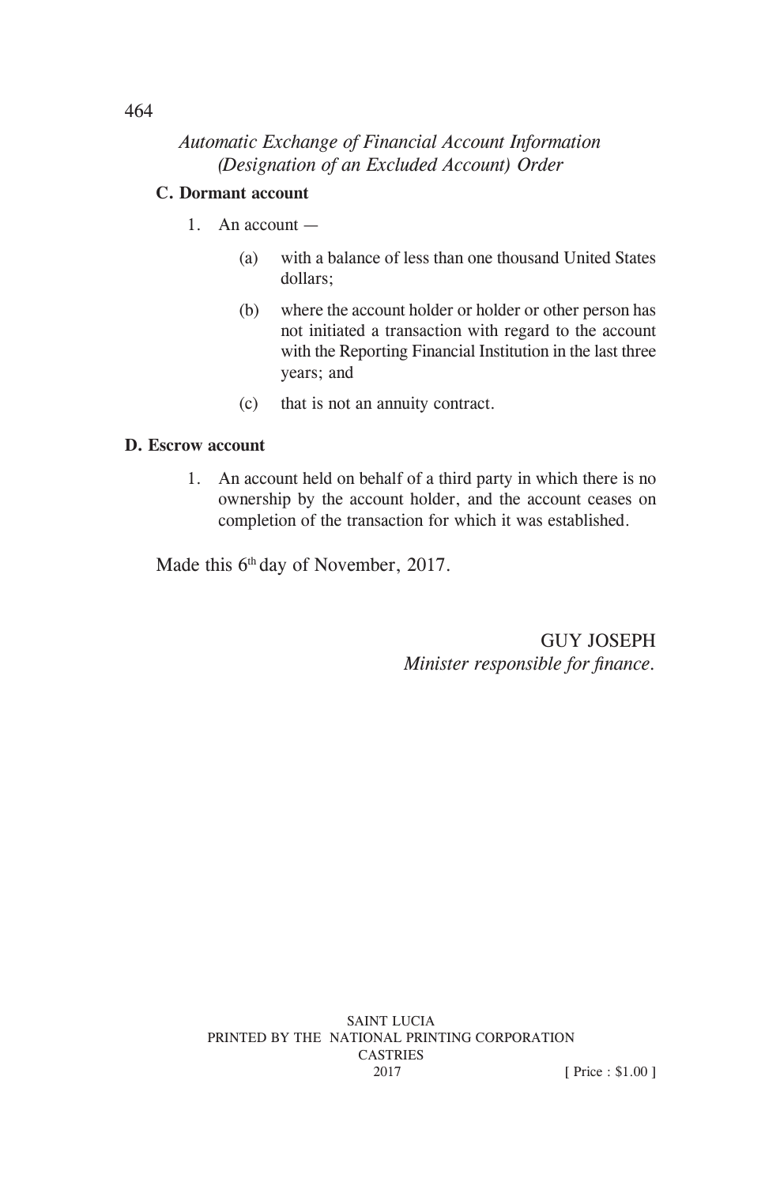**C. Dormant account**

1. An account —

   (a) with a balance of less than one thousand United States dollars;

   (b) where the account holder or holder or other person has not initiated a transaction with regard to the account with the Reporting Financial Institution in the last three years; and

   (c) that is not an annuity contract.

**D. Escrow account**

1. An account held on behalf of a third party in which there is no ownership by the account holder, and the account ceases on completion of the transaction for which it was established.

Made this 6th day of November, 2017.

GUY JOSEPH
*Minister responsible for finance.*

SAINT LUCIA
PRINTED BY THE NATIONAL PRINTING CORPORATION
CASTRIES
2017

[ Price : $1.00 ]